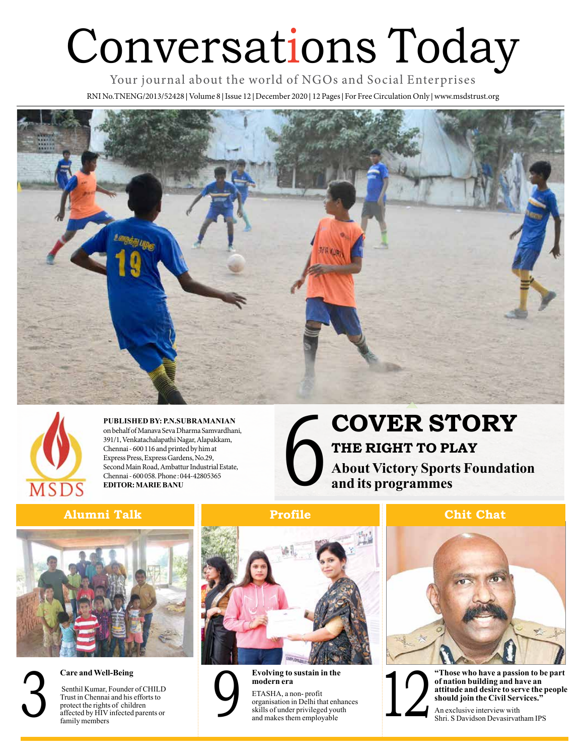# Conversations Today

Your journal about the world of NGOs and Social Enterprises

RNI No.TNENG/2013/52428 | Volume 8 | Issue 12 | December 2020 | 12 Pages | For Free Circulation Only | www.msdstrust.org

MSDS

**PUBLISHED BY: P.N.SUBRAMANIAN** on behalf of Manava Seva Dharma Samvardhani, 391/1, Venkatachalapathi Nagar, Alapakkam, Chennai - 600 116 and printed by him at Express Press, Express Gardens, No.29, Second Main Road, Ambattur Industrial Estate, Chennai - 600 058. Phone : 044-42805365
**EDITOR: MARIE BANU**

## 6 COVER STORY

### THE RIGHT TO PLAY

**About Victory Sports Foundation and its programmes**

## Alumni Talk

### 3 Care and Well-Being

Senthil Kumar, Founder of CHILD Trust in Chennai and his efforts to protect the rights of children affected by HIV infected parents or family members

## Profile

### 9 Evolving to sustain in the modern era

ETASHA, a non- profit organisation in Delhi that enhances skills of under privileged youth and makes them employable

## Chit Chat

### 12 "Those who have a passion to be part of nation building and have an attitude and desire to serve the people should join the Civil Services."

An exclusive interview with Shri. S Davidson Devasirvatham IPS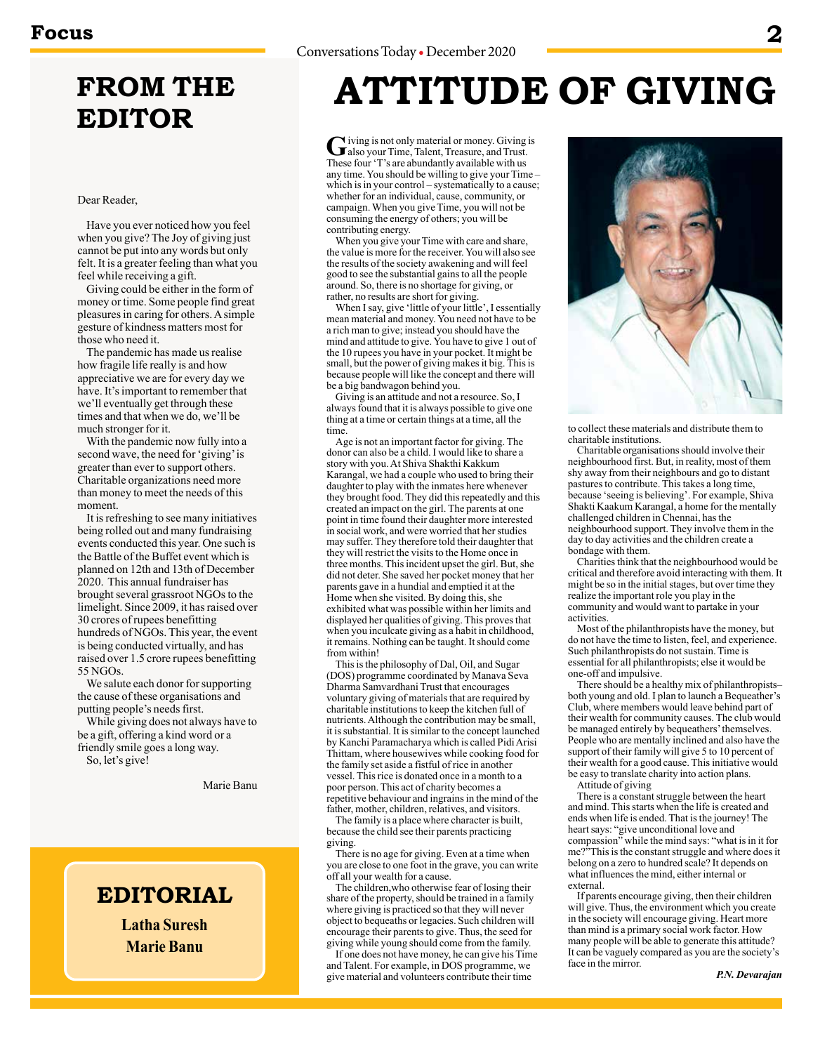# FROM THE EDITOR

Dear Reader,

Have you ever noticed how you feel when you give? The Joy of giving just cannot be put into any words but only felt. It is a greater feeling than what you feel while receiving a gift.

Giving could be either in the form of money or time. Some people find great pleasures in caring for others. A simple gesture of kindness matters most for those who need it.

The pandemic has made us realise how fragile life really is and how appreciative we are for every day we have. It's important to remember that we'll eventually get through these times and that when we do, we'll be much stronger for it.

With the pandemic now fully into a second wave, the need for 'giving' is greater than ever to support others. Charitable organizations need more than money to meet the needs of this moment.

It is refreshing to see many initiatives being rolled out and many fundraising events conducted this year. One such is the Battle of the Buffet event which is planned on 12th and 13th of December 2020. This annual fundraiser has brought several grassroot NGOs to the limelight. Since 2009, it has raised over 30 crores of rupees benefitting hundreds of NGOs. This year, the event is being conducted virtually, and has raised over 1.5 crore rupees benefitting 55 NGOs.

We salute each donor for supporting the cause of these organisations and putting people's needs first.

While giving does not always have to be a gift, offering a kind word or a friendly smile goes a long way.

So, let's give!

Marie Banu

## EDITORIAL

**Latha Suresh**
**Marie Banu**

# ATTITUDE OF GIVING

Giving is not only material or money. Giving is also your Time, Talent, Treasure, and Trust. These four 'T's are abundantly available with us any time. You should be willing to give your Time – which is in your control – systematically to a cause; whether for an individual, cause, community, or campaign. When you give Time, you will not be consuming the energy of others; you will be contributing energy.

When you give your Time with care and share, the value is more for the receiver. You will also see the results of the society awakening and will feel good to see the substantial gains to all the people around. So, there is no shortage for giving, or rather, no results are short for giving.

When I say, give 'little of your little', I essentially mean material and money. You need not have to be a rich man to give; instead you should have the mind and attitude to give. You have to give 1 out of the 10 rupees you have in your pocket. It might be small, but the power of giving makes it big. This is because people will like the concept and there will be a big bandwagon behind you.

Giving is an attitude and not a resource. So, I always found that it is always possible to give one thing at a time or certain things at a time, all the time.

Age is not an important factor for giving. The donor can also be a child. I would like to share a story with you. At Shiva Shakthi Kakkum Karangal, we had a couple who used to bring their daughter to play with the inmates here whenever they brought food. They did this repeatedly and this created an impact on the girl. The parents at one point in time found their daughter more interested in social work, and were worried that her studies may suffer. They therefore told their daughter that they will restrict the visits to the Home once in three months. This incident upset the girl. But, she did not deter. She saved her pocket money that her parents gave in a hundial and emptied it at the Home when she visited. By doing this, she exhibited what was possible within her limits and displayed her qualities of giving. This proves that when you inculcate giving as a habit in childhood, it remains. Nothing can be taught. It should come from within!

This is the philosophy of Dal, Oil, and Sugar (DOS) programme coordinated by Manava Seva Dharma Samvardhani Trust that encourages voluntary giving of materials that are required by charitable institutions to keep the kitchen full of nutrients. Although the contribution may be small, it is substantial. It is similar to the concept launched by Kanchi Paramacharya which is called Pidi Arisi Thittam, where housewives while cooking food for the family set aside a fistful of rice in another vessel. This rice is donated once in a month to a poor person. This act of charity becomes a repetitive behaviour and ingrains in the mind of the father, mother, children, relatives, and visitors.

The family is a place where character is built, because the child see their parents practicing giving.

There is no age for giving. Even at a time when you are close to one foot in the grave, you can write off all your wealth for a cause.

The children,who otherwise fear of losing their share of the property, should be trained in a family where giving is practiced so that they will never object to bequeaths or legacies. Such children will encourage their parents to give. Thus, the seed for giving while young should come from the family.

If one does not have money, he can give his Time and Talent. For example, in DOS programme, we give material and volunteers contribute their time to collect these materials and distribute them to charitable institutions.

Charitable organisations should involve their neighbourhood first. But, in reality, most of them shy away from their neighbours and go to distant pastures to contribute. This takes a long time, because 'seeing is believing'. For example, Shiva Shakti Kaakum Karangal, a home for the mentally challenged children in Chennai, has the neighbourhood support. They involve them in the day to day activities and the children create a bondage with them.

Charities think that the neighbourhood would be critical and therefore avoid interacting with them. It might be so in the initial stages, but over time they realize the important role you play in the community and would want to partake in your activities.

Most of the philanthropists have the money, but do not have the time to listen, feel, and experience. Such philanthropists do not sustain. Time is essential for all philanthropists; else it would be one-off and impulsive.

There should be a healthy mix of philanthropists– both young and old. I plan to launch a Bequeather's Club, where members would leave behind part of their wealth for community causes. The club would be managed entirely by bequeathers' themselves. People who are mentally inclined and also have the support of their family will give 5 to 10 percent of their wealth for a good cause. This initiative would be easy to translate charity into action plans.

Attitude of giving

There is a constant struggle between the heart and mind. This starts when the life is created and ends when life is ended. That is the journey! The heart says: "give unconditional love and compassion" while the mind says: "what is in it for me?"This is the constant struggle and where does it belong on a zero to hundred scale? It depends on what influences the mind, either internal or external.

If parents encourage giving, then their children will give. Thus, the environment which you create in the society will encourage giving. Heart more than mind is a primary social work factor. How many people will be able to generate this attitude? It can be vaguely compared as you are the society's face in the mirror.

*P.N. Devarajan*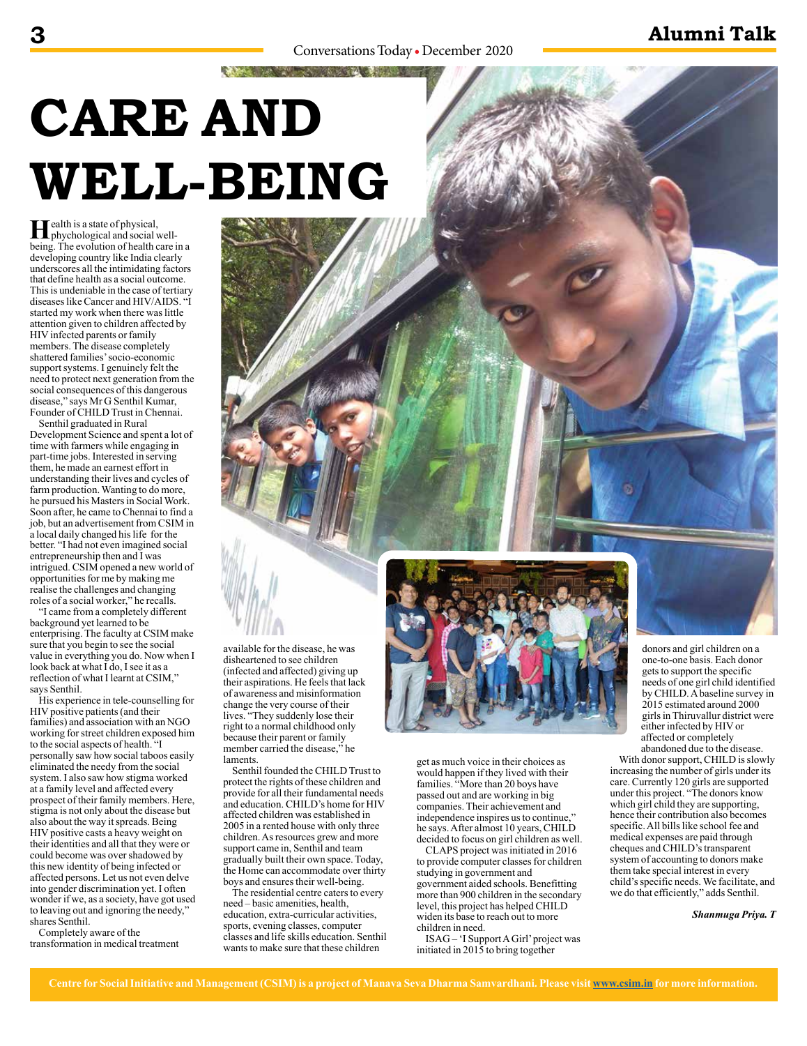# CARE AND WELL-BEING

Health is a state of physical, phychological and social well-being. The evolution of health care in a developing country like India clearly underscores all the intimidating factors that define health as a social outcome. This is undeniable in the case of tertiary diseases like Cancer and HIV/AIDS. "I started my work when there was little attention given to children affected by HIV infected parents or family members. The disease completely shattered families' socio-economic support systems. I genuinely felt the need to protect next generation from the social consequences of this dangerous disease," says Mr G Senthil Kumar, Founder of CHILD Trust in Chennai.

Senthil graduated in Rural Development Science and spent a lot of time with farmers while engaging in part-time jobs. Interested in serving them, he made an earnest effort in understanding their lives and cycles of farm production. Wanting to do more, he pursued his Masters in Social Work. Soon after, he came to Chennai to find a job, but an advertisement from CSIM in a local daily changed his life for the better. "I had not even imagined social entrepreneurship then and I was intrigued. CSIM opened a new world of opportunities for me by making me realise the challenges and changing roles of a social worker," he recalls.

"I came from a completely different background yet learned to be enterprising. The faculty at CSIM make sure that you begin to see the social value in everything you do. Now when I look back at what I do, I see it as a reflection of what I learnt at CSIM," says Senthil.

His experience in tele-counselling for HIV positive patients (and their families) and association with an NGO working for street children exposed him to the social aspects of health. "I personally saw how social taboos easily eliminated the needy from the social system. I also saw how stigma worked at a family level and affected every prospect of their family members. Here, stigma is not only about the disease but also about the way it spreads. Being HIV positive casts a heavy weight on their identities and all that they were or could become was over shadowed by this new identity of being infected or affected persons. Let us not even delve into gender discrimination yet. I often wonder if we, as a society, have got used to leaving out and ignoring the needy," shares Senthil.

Completely aware of the transformation in medical treatment available for the disease, he was disheartened to see children (infected and affected) giving up their aspirations. He feels that lack of awareness and misinformation change the very course of their lives. "They suddenly lose their right to a normal childhood only because their parent or family member carried the disease," he laments.

Senthil founded the CHILD Trust to protect the rights of these children and provide for all their fundamental needs and education. CHILD's home for HIV affected children was established in 2005 in a rented house with only three children. As resources grew and more support came in, Senthil and team gradually built their own space. Today, the Home can accommodate over thirty boys and ensures their well-being.

The residential centre caters to every need – basic amenities, health, education, extra-curricular activities, sports, evening classes, computer classes and life skills education. Senthil wants to make sure that these children get as much voice in their choices as would happen if they lived with their families. "More than 20 boys have passed out and are working in big companies. Their achievement and independence inspires us to continue," he says. After almost 10 years, CHILD decided to focus on girl children as well.

CLAPS project was initiated in 2016 to provide computer classes for children studying in government and government aided schools. Benefitting more than 900 children in the secondary level, this project has helped CHILD widen its base to reach out to more children in need.

ISAG – 'I Support A Girl' project was initiated in 2015 to bring together donors and girl children on a one-to-one basis. Each donor gets to support the specific needs of one girl child identified by CHILD. A baseline survey in 2015 estimated around 2000 girls in Thiruvallur district were either infected by HIV or affected or completely abandoned due to the disease.

With donor support, CHILD is slowly increasing the number of girls under its care. Currently 120 girls are supported under this project. "The donors know which girl child they are supporting, hence their contribution also becomes specific. All bills like school fee and medical expenses are paid through cheques and CHILD's transparent system of accounting to donors make them take special interest in every child's specific needs. We facilitate, and we do that efficiently," adds Senthil.

*Shanmuga Priya. T*

**Centre for Social Initiative and Management (CSIM) is a project of Manava Seva Dharma Samvardhani. Please visit www.csim.in for more information.**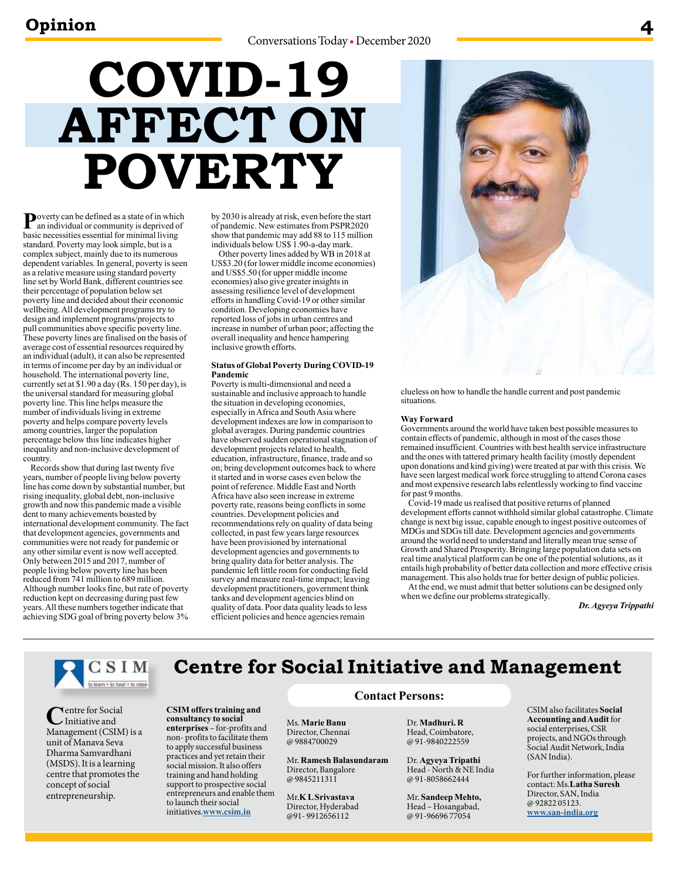# COVID-19 AFFECT ON POVERTY

Poverty can be defined as a state of in which an individual or community is deprived of basic necessities essential for minimal living standard. Poverty may look simple, but is a complex subject, mainly due to its numerous dependent variables. In general, poverty is seen as a relative measure using standard poverty line set by World Bank, different countries see their percentage of population below set poverty line and decided about their economic wellbeing. All development programs try to design and implement programs/projects to pull communities above specific poverty line. These poverty lines are finalised on the basis of average cost of essential resources required by an individual (adult), it can also be represented in terms of income per day by an individual or household. The international poverty line, currently set at $1.90 a day (Rs. 150 per day), is the universal standard for measuring global poverty line. This line helps measure the number of individuals living in extreme poverty and helps compare poverty levels among countries, larger the population percentage below this line indicates higher inequality and non-inclusive development of country.

Records show that during last twenty five years, number of people living below poverty line has come down by substantial number, but rising inequality, global debt, non-inclusive growth and now this pandemic made a visible dent to many achievements boasted by international development community. The fact that development agencies, governments and communities were not ready for pandemic or any other similar event is now well accepted. Only between 2015 and 2017, number of people living below poverty line has been reduced from 741 million to 689 million. Although number looks fine, but rate of poverty reduction kept on decreasing during past few years. All these numbers together indicate that achieving SDG goal of bring poverty below 3% by 2030 is already at risk, even before the start of pandemic. New estimates from PSPR2020 show that pandemic may add 88 to 115 million individuals below US$ 1.90-a-day mark.

Other poverty lines added by WB in 2018 at US$3.20 (for lower middle income economies) and US$5.50 (for upper middle income economies) also give greater insights in assessing resilience level of development efforts in handling Covid-19 or other similar condition. Developing economies have reported loss of jobs in urban centres and increase in number of urban poor; affecting the overall inequality and hence hampering inclusive growth efforts.

**Status of Global Poverty During COVID-19 Pandemic**

Poverty is multi-dimensional and need a sustainable and inclusive approach to handle the situation in developing economies, especially in Africa and South Asia where development indexes are low in comparison to global averages. During pandemic countries have observed sudden operational stagnation of development projects related to health, education, infrastructure, finance, trade and so on; bring development outcomes back to where it started and in worse cases even below the point of reference. Middle East and North Africa have also seen increase in extreme poverty rate, reasons being conflicts in some countries. Development policies and recommendations rely on quality of data being collected, in past few years large resources have been provisioned by international development agencies and governments to bring quality data for better analysis. The pandemic left little room for conducting field survey and measure real-time impact; leaving development practitioners, government think tanks and development agencies blind on quality of data. Poor data quality leads to less efficient policies and hence agencies remain clueless on how to handle the handle current and post pandemic situations.

**Way Forward**

Governments around the world have taken best possible measures to contain effects of pandemic, although in most of the cases those remained insufficient. Countries with best health service infrastructure and the ones with tattered primary health facility (mostly dependent upon donations and kind giving) were treated at par with this crisis. We have seen largest medical work force struggling to attend Corona cases and most expensive research labs relentlessly working to find vaccine for past 9 months.

Covid-19 made us realised that positive returns of planned development efforts cannot withhold similar global catastrophe. Climate change is next big issue, capable enough to ingest positive outcomes of MDGs and SDGs till date. Development agencies and governments around the world need to understand and literally mean true sense of Growth and Shared Prosperity. Bringing large population data sets on real time analytical platform can be one of the potential solutions, as it entails high probability of better data collection and more effective crisis management. This also holds true for better design of public policies.

At the end, we must admit that better solutions can be designed only when we define our problems strategically.

*Dr. Agyeya Trippathi*

---

## Centre for Social Initiative and Management

CSIM — to learn • to heal • to raise

Centre for Social Initiative and Management (CSIM) is a unit of Manava Seva Dharma Samvardhani (MSDS). It is a learning centre that promotes the concept of social entrepreneurship.

**CSIM offers training and consultancy to social enterprises** – for-profits and non- profits to facilitate them to apply successful business practices and yet retain their social mission. It also offers training and hand holding support to prospective social entrepreneurs and enable them to launch their social initiatives. **www.csim.in**

**Contact Persons:**

Ms. **Marie Banu**
Director, Chennai
@ 9884700029

Mr. **Ramesh Balasundaram**
Director, Bangalore
@ 9845211311

Mr. **K L Srivastava**
Director, Hyderabad
@91- 9912656112

Dr. **Madhuri. R**
Head, Coimbatore,
@ 91-9840222559

Dr. **Agyeya Tripathi**
Head - North & NE India
@ 91-8058662444

Mr. **Sandeep Mehto,**
Head – Hosangabad,
@ 91-96696 77054

CSIM also facilitates **Social Accounting and Audit** for social enterprises, CSR projects, and NGOs through Social Audit Network, India (SAN India).

For further information, please contact: Ms. **Latha Suresh**
Director, SAN, India
@ 92822 05123.
**www.san-india.org**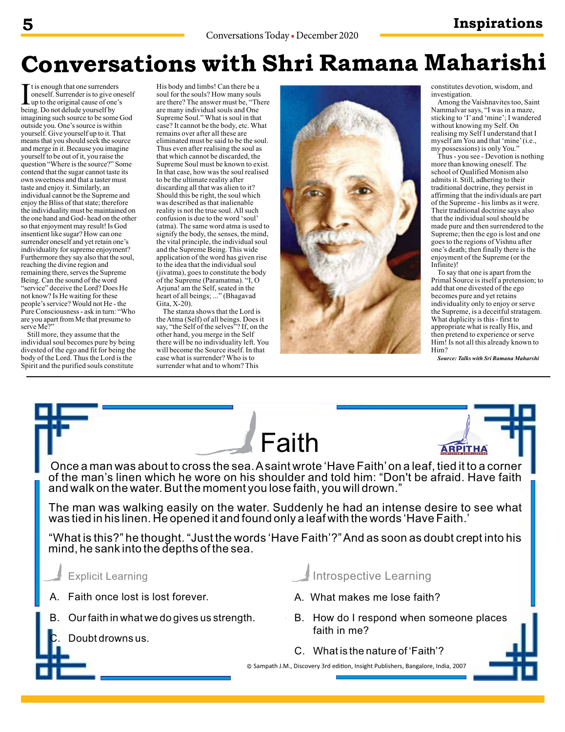# Conversations with Shri Ramana Maharshi

It is enough that one surrenders oneself. Surrender is to give oneself up to the original cause of one's being. Do not delude yourself by imagining such source to be some God outside you. One's source is within yourself. Give yourself up to it. That means that you should seek the source and merge in it. Because you imagine yourself to be out of it, you raise the question "Where is the source?" Some contend that the sugar cannot taste its own sweetness and that a taster must taste and enjoy it. Similarly, an individual cannot be the Supreme and enjoy the Bliss of that state; therefore the individuality must be maintained on the one hand and God- head on the other so that enjoyment may result! Is God insentient like sugar? How can one surrender oneself and yet retain one's individuality for supreme enjoyment? Furthermore they say also that the soul, reaching the divine region and remaining there, serves the Supreme Being. Can the sound of the word "service" deceive the Lord? Does He not know? Is He waiting for these people's service? Would not He - the Pure Consciousness - ask in turn: "Who are you apart from Me that presume to serve Me?"

Still more, they assume that the individual soul becomes pure by being divested of the ego and fit for being the body of the Lord. Thus the Lord is the Spirit and the purified souls constitute His body and limbs! Can there be a soul for the souls? How many souls are there? The answer must be, "There are many individual souls and One Supreme Soul." What is soul in that case? It cannot be the body, etc. What remains over after all these are eliminated must be said to be the soul. Thus even after realising the soul as that which cannot be discarded, the Supreme Soul must be known to exist. In that case, how was the soul realised to be the ultimate reality after discarding all that was alien to it? Should this be right, the soul which was described as that inalienable reality is not the true soul. All such confusion is due to the word 'soul' (atma). The same word atma is used to signify the body, the senses, the mind, the vital principle, the individual soul and the Supreme Being. This wide application of the word has given rise to the idea that the individual soul (jivatma), goes to constitute the body of the Supreme (Paramatma). "I, O Arjuna! am the Self, seated in the heart of all beings; ..." (Bhagavad Gita, X-20).

The stanza shows that the Lord is the Atma (Self) of all beings. Does it say, "the Self of the selves"? If, on the other hand, you merge in the Self there will be no individuality left. You will become the Source itself. In that case what is surrender? Who is to surrender what and to whom? This constitutes devotion, wisdom, and investigation.

Among the Vaishnavites too, Saint Nammalvar says, "I was in a maze, sticking to 'I' and 'mine'; I wandered without knowing my Self. On realising my Self I understand that I myself am You and that 'mine' (i.e., my possessions) is only You."

Thus - you see - Devotion is nothing more than knowing oneself. The school of Qualified Monism also admits it. Still, adhering to their traditional doctrine, they persist in affirming that the individuals are part of the Supreme - his limbs as it were. Their traditional doctrine says also that the individual soul should be made pure and then surrendered to the Supreme; then the ego is lost and one goes to the regions of Vishnu after one's death; then finally there is the enjoyment of the Supreme (or the Infinite)!

To say that one is apart from the Primal Source is itself a pretension; to add that one divested of the ego becomes pure and yet retains individuality only to enjoy or serve the Supreme, is a deceitful stratagem. What duplicity is this - first to appropriate what is really His, and then pretend to experience or serve Him! Is not all this already known to Him?

***Source: Talks with Sri Ramana Maharshi***

## Faith

Once a man was about to cross the sea. A saint wrote 'Have Faith' on a leaf, tied it to a corner of the man's linen which he wore on his shoulder and told him: "Don't be afraid. Have faith and walk on the water. But the moment you lose faith, you will drown."

The man was walking easily on the water. Suddenly he had an intense desire to see what was tied in his linen. He opened it and found only a leaf with the words 'Have Faith.'

"What is this?" he thought. "Just the words 'Have Faith'?" And as soon as doubt crept into his mind, he sank into the depths of the sea.

### Explicit Learning

A. Faith once lost is lost forever.

B. Our faith in what we do gives us strength.

C. Doubt drowns us.

### Introspective Learning

A. What makes me lose faith?

B. How do I respond when someone places faith in me?

C. What is the nature of 'Faith'?

© Sampath J.M., Discovery 3rd edition, Insight Publishers, Bangalore, India, 2007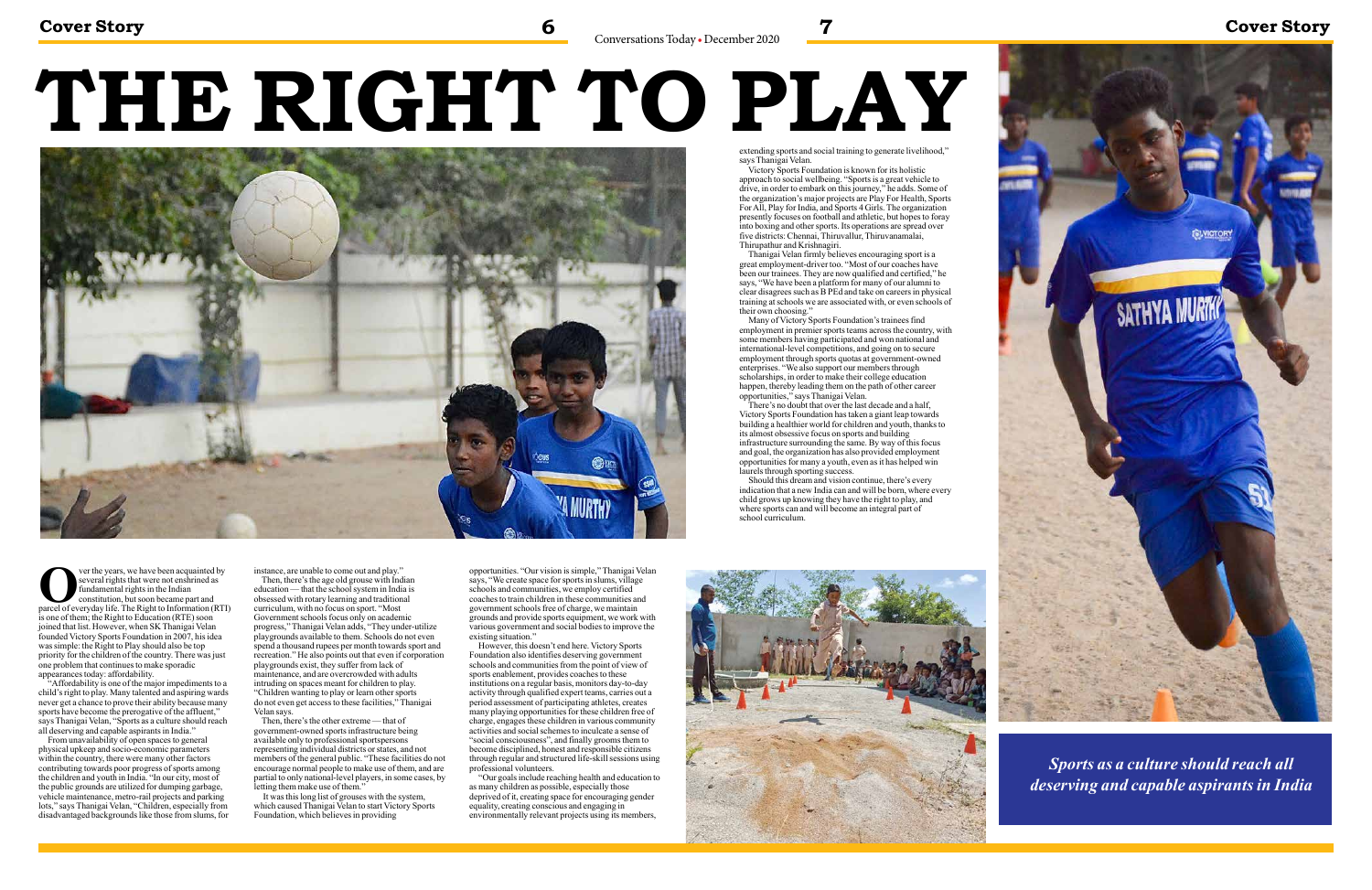# THE RIGHT TO PLAY

Over the years, we have been acquainted by several rights that were not enshrined as fundamental rights in the Indian constitution, but soon became part and parcel of everyday life. The Right to Information (RTI) is one of them; the Right to Education (RTE) soon joined that list. However, when SK Thanigai Velan founded Victory Sports Foundation in 2007, his idea was simple: the Right to Play should also be top priority for the children of the country. There was just one problem that continues to make sporadic appearances today: affordability.

"Affordability is one of the major impediments to a child's right to play. Many talented and aspiring wards never get a chance to prove their ability because many sports have become the prerogative of the affluent," says Thanigai Velan, "Sports as a culture should reach all deserving and capable aspirants in India."

From unavailability of open spaces to general physical upkeep and socio-economic parameters within the country, there were many other factors contributing towards poor progress of sports among the children and youth in India. "In our city, most of the public grounds are utilized for dumping garbage, vehicle maintenance, metro-rail projects and parking lots," says Thanigai Velan, "Children, especially from disadvantaged backgrounds like those from slums, for instance, are unable to come out and play."

Then, there's the age old grouse with Indian education — that the school system in India is obsessed with rotary learning and traditional curriculum, with no focus on sport. "Most Government schools focus only on academic progress," Thanigai Velan adds, "They under-utilize playgrounds available to them. Schools do not even spend a thousand rupees per month towards sport and recreation." He also points out that even if corporation playgrounds exist, they suffer from lack of maintenance, and are overcrowded with adults intruding on spaces meant for children to play. "Children wanting to play or learn other sports do not even get access to these facilities," Thanigai Velan says.

Then, there's the other extreme — that of government-owned sports infrastructure being available only to professional sportspersons representing individual districts or states, and not members of the general public. "These facilities do not encourage normal people to make use of them, and are partial to only national-level players, in some cases, by letting them make use of them."

It was this long list of grouses with the system, which caused Thanigai Velan to start Victory Sports Foundation, which believes in providing opportunities. "Our vision is simple," Thanigai Velan says, "We create space for sports in slums, village schools and communities, we employ certified coaches to train children in these communities and government schools free of charge, we maintain grounds and provide sports equipment, we work with various government and social bodies to improve the existing situation."

However, this doesn't end here. Victory Sports Foundation also identifies deserving government schools and communities from the point of view of sports enablement, provides coaches to these institutions on a regular basis, monitors day-to-day activity through qualified expert teams, carries out a period assessment of participating athletes, creates many playing opportunities for these children free of charge, engages these children in various community activities and social schemes to inculcate a sense of "social consciousness", and finally grooms them to become disciplined, honest and responsible citizens through regular and structured life-skill sessions using professional volunteers.

"Our goals include reaching health and education to as many children as possible, especially those deprived of it, creating space for encouraging gender equality, creating conscious and engaging in environmentally relevant projects using its members, extending sports and social training to generate livelihood," says Thanigai Velan.

Victory Sports Foundation is known for its holistic approach to social wellbeing. "Sports is a great vehicle to drive, in order to embark on this journey," he adds. Some of the organization's major projects are Play For Health, Sports For All, Play for India, and Sports 4 Girls. The organization presently focuses on football and athletic, but hopes to foray into boxing and other sports. Its operations are spread over five districts: Chennai, Thiruvallur, Thiruvanamalai, Thirupathur and Krishnagiri.

Thanigai Velan firmly believes encouraging sport is a great employment-driver too. "Most of our coaches have been our trainees. They are now qualified and certified," he says, "We have been a platform for many of our alumni to clear disagrees such as B PEd and take on careers in physical training at schools we are associated with, or even schools of their own choosing."

Many of Victory Sports Foundation's trainees find employment in premier sports teams across the country, with some members having participated and won national and international-level competitions, and going on to secure employment through sports quotas at government-owned enterprises. "We also support our members through scholarships, in order to make their college education happen, thereby leading them on the path of other career opportunities," says Thanigai Velan.

There's no doubt that over the last decade and a half, Victory Sports Foundation has taken a giant leap towards building a healthier world for children and youth, thanks to its almost obsessive focus on sports and building infrastructure surrounding the same. By way of this focus and goal, the organization has also provided employment opportunities for many a youth, even as it has helped win laurels through sporting success.

Should this dream and vision continue, there's every indication that a new India can and will be born, where every child grows up knowing they have the right to play, and where sports can and will become an integral part of school curriculum.

*Sports as a culture should reach all deserving and capable aspirants in India*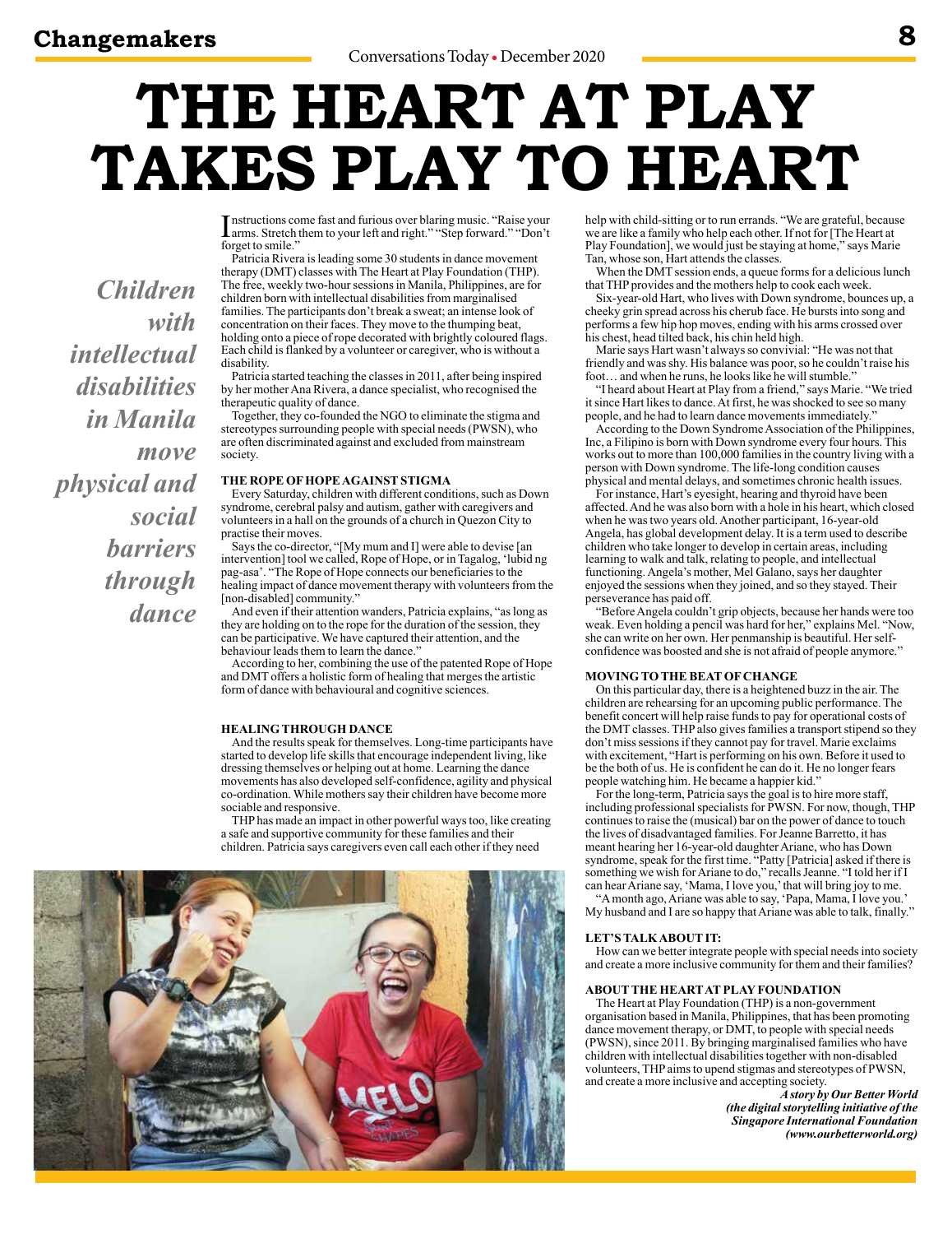# THE HEART AT PLAY TAKES PLAY TO HEART

*Children with intellectual disabilities in Manila move physical and social barriers through dance*

Instructions come fast and furious over blaring music. "Raise your arms. Stretch them to your left and right." "Step forward." "Don't forget to smile."

Patricia Rivera is leading some 30 students in dance movement therapy (DMT) classes with The Heart at Play Foundation (THP). The free, weekly two-hour sessions in Manila, Philippines, are for children born with intellectual disabilities from marginalised families. The participants don't break a sweat; an intense look of concentration on their faces. They move to the thumping beat, holding onto a piece of rope decorated with brightly coloured flags. Each child is flanked by a volunteer or caregiver, who is without a disability.

Patricia started teaching the classes in 2011, after being inspired by her mother Ana Rivera, a dance specialist, who recognised the therapeutic quality of dance.

Together, they co-founded the NGO to eliminate the stigma and stereotypes surrounding people with special needs (PWSN), who are often discriminated against and excluded from mainstream society.

### THE ROPE OF HOPE AGAINST STIGMA

Every Saturday, children with different conditions, such as Down syndrome, cerebral palsy and autism, gather with caregivers and volunteers in a hall on the grounds of a church in Quezon City to practise their moves.

Says the co-director, "[My mum and I] were able to devise [an intervention] tool we called, Rope of Hope, or in Tagalog, 'lubid ng pag-asa'. "The Rope of Hope connects our beneficiaries to the healing impact of dance movement therapy with volunteers from the [non-disabled] community."

And even if their attention wanders, Patricia explains, "as long as they are holding on to the rope for the duration of the session, they can be participative. We have captured their attention, and the behaviour leads them to learn the dance."

According to her, combining the use of the patented Rope of Hope and DMT offers a holistic form of healing that merges the artistic form of dance with behavioural and cognitive sciences.

### HEALING THROUGH DANCE

And the results speak for themselves. Long-time participants have started to develop life skills that encourage independent living, like dressing themselves or helping out at home. Learning the dance movements has also developed self-confidence, agility and physical co-ordination. While mothers say their children have become more sociable and responsive.

THP has made an impact in other powerful ways too, like creating a safe and supportive community for these families and their children. Patricia says caregivers even call each other if they need help with child-sitting or to run errands. "We are grateful, because we are like a family who help each other. If not for [The Heart at Play Foundation], we would just be staying at home," says Marie Tan, whose son, Hart attends the classes.

When the DMT session ends, a queue forms for a delicious lunch that THP provides and the mothers help to cook each week.

Six-year-old Hart, who lives with Down syndrome, bounces up, a cheeky grin spread across his cherub face. He bursts into song and performs a few hip hop moves, ending with his arms crossed over his chest, head tilted back, his chin held high.

Marie says Hart wasn't always so convivial: "He was not that friendly and was shy. His balance was poor, so he couldn't raise his foot… and when he runs, he looks like he will stumble."

"I heard about Heart at Play from a friend," says Marie. "We tried it since Hart likes to dance. At first, he was shocked to see so many people, and he had to learn dance movements immediately."

According to the Down Syndrome Association of the Philippines, Inc, a Filipino is born with Down syndrome every four hours. This works out to more than 100,000 families in the country living with a person with Down syndrome. The life-long condition causes physical and mental delays, and sometimes chronic health issues.

For instance, Hart's eyesight, hearing and thyroid have been affected. And he was also born with a hole in his heart, which closed when he was two years old. Another participant, 16-year-old Angela, has global development delay. It is a term used to describe children who take longer to develop in certain areas, including learning to walk and talk, relating to people, and intellectual functioning. Angela's mother, Mel Galano, says her daughter enjoyed the sessions when they joined, and so they stayed. Their perseverance has paid off.

"Before Angela couldn't grip objects, because her hands were too weak. Even holding a pencil was hard for her," explains Mel. "Now, she can write on her own. Her penmanship is beautiful. Her self-confidence was boosted and she is not afraid of people anymore."

### MOVING TO THE BEAT OF CHANGE

On this particular day, there is a heightened buzz in the air. The children are rehearsing for an upcoming public performance. The benefit concert will help raise funds to pay for operational costs of the DMT classes. THP also gives families a transport stipend so they don't miss sessions if they cannot pay for travel. Marie exclaims with excitement, "Hart is performing on his own. Before it used to be the both of us. He is confident he can do it. He no longer fears people watching him. He became a happier kid."

For the long-term, Patricia says the goal is to hire more staff, including professional specialists for PWSN. For now, though, THP continues to raise the (musical) bar on the power of dance to touch the lives of disadvantaged families. For Jeanne Barretto, it has meant hearing her 16-year-old daughter Ariane, who has Down syndrome, speak for the first time. "Patty [Patricia] asked if there is something we wish for Ariane to do," recalls Jeanne. "I told her if I can hear Ariane say, 'Mama, I love you,' that will bring joy to me.

"A month ago, Ariane was able to say, 'Papa, Mama, I love you.' My husband and I are so happy that Ariane was able to talk, finally."

### LET'S TALK ABOUT IT:

How can we better integrate people with special needs into society and create a more inclusive community for them and their families?

### ABOUT THE HEART AT PLAY FOUNDATION

The Heart at Play Foundation (THP) is a non-government organisation based in Manila, Philippines, that has been promoting dance movement therapy, or DMT, to people with special needs (PWSN), since 2011. By bringing marginalised families who have children with intellectual disabilities together with non-disabled volunteers, THP aims to upend stigmas and stereotypes of PWSN, and create a more inclusive and accepting society.

***A story by Our Better World (the digital storytelling initiative of the Singapore International Foundation (www.ourbetterworld.org)***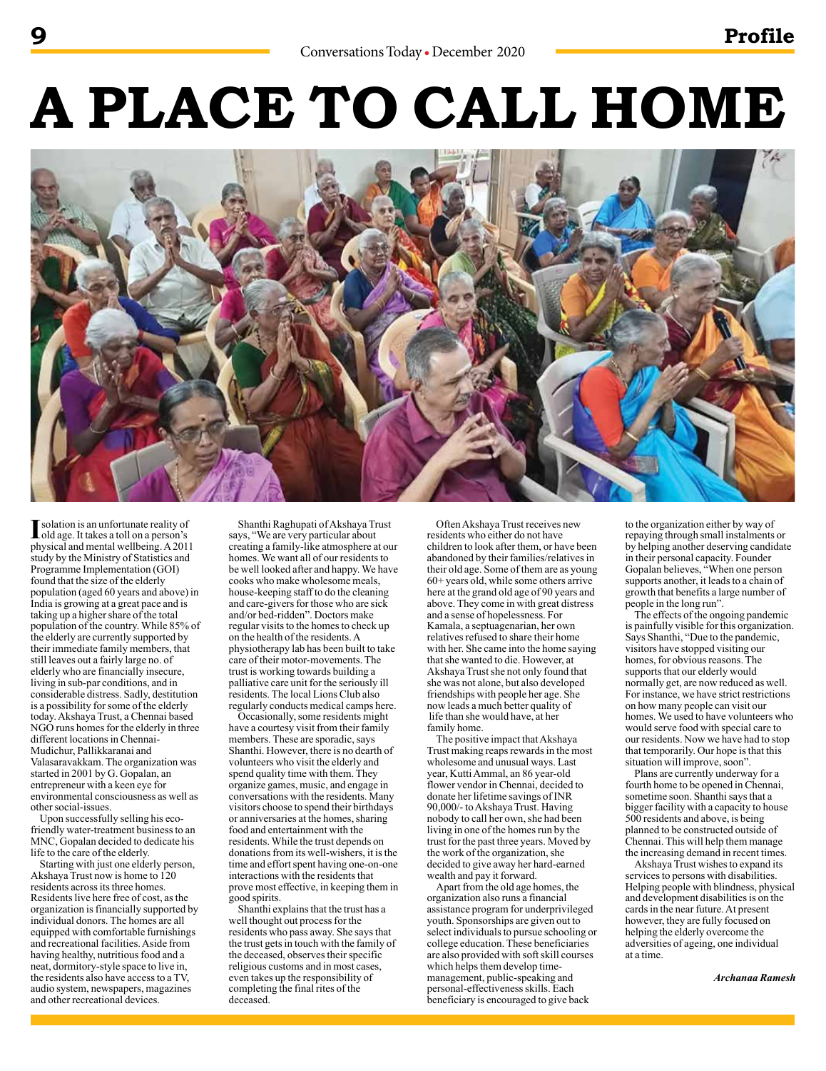# A PLACE TO CALL HOME

Isolation is an unfortunate reality of old age. It takes a toll on a person's physical and mental wellbeing. A 2011 study by the Ministry of Statistics and Programme Implementation (GOI) found that the size of the elderly population (aged 60 years and above) in India is growing at a great pace and is taking up a higher share of the total population of the country. While 85% of the elderly are currently supported by their immediate family members, that still leaves out a fairly large no. of elderly who are financially insecure, living in sub-par conditions, and in considerable distress. Sadly, destitution is a possibility for some of the elderly today. Akshaya Trust, a Chennai based NGO runs homes for the elderly in three different locations in Chennai- Mudichur, Pallikkaranai and Valasaravakkam. The organization was started in 2001 by G. Gopalan, an entrepreneur with a keen eye for environmental consciousness as well as other social-issues.

Upon successfully selling his eco-friendly water-treatment business to an MNC, Gopalan decided to dedicate his life to the care of the elderly.

Starting with just one elderly person, Akshaya Trust now is home to 120 residents across its three homes. Residents live here free of cost, as the organization is financially supported by individual donors. The homes are all equipped with comfortable furnishings and recreational facilities. Aside from having healthy, nutritious food and a neat, dormitory-style space to live in, the residents also have access to a TV, audio system, newspapers, magazines and other recreational devices.

Shanthi Raghupati of Akshaya Trust says, "We are very particular about creating a family-like atmosphere at our homes. We want all of our residents to be well looked after and happy. We have cooks who make wholesome meals, house-keeping staff to do the cleaning and care-givers for those who are sick and/or bed-ridden". Doctors make regular visits to the homes to check up on the health of the residents. A physiotherapy lab has been built to take care of their motor-movements. The trust is working towards building a palliative care unit for the seriously ill residents. The local Lions Club also regularly conducts medical camps here.

Occasionally, some residents might have a courtesy visit from their family members. These are sporadic, says Shanthi. However, there is no dearth of volunteers who visit the elderly and spend quality time with them. They organize games, music, and engage in conversations with the residents. Many visitors choose to spend their birthdays or anniversaries at the homes, sharing food and entertainment with the residents. While the trust depends on donations from its well-wishers, it is the time and effort spent having one-on-one interactions with the residents that prove most effective, in keeping them in good spirits.

Shanthi explains that the trust has a well thought out process for the residents who pass away. She says that the trust gets in touch with the family of the deceased, observes their specific religious customs and in most cases, even takes up the responsibility of completing the final rites of the deceased.

Often Akshaya Trust receives new residents who either do not have children to look after them, or have been abandoned by their families/relatives in their old age. Some of them are as young 60+ years old, while some others arrive here at the grand old age of 90 years and above. They come in with great distress and a sense of hopelessness. For Kamala, a septuagenarian, her own relatives refused to share their home with her. She came into the home saying that she wanted to die. However, at Akshaya Trust she not only found that she was not alone, but also developed friendships with people her age. She now leads a much better quality of life than she would have, at her family home.

The positive impact that Akshaya Trust making reaps rewards in the most wholesome and unusual ways. Last year, Kutti Ammal, an 86 year-old flower vendor in Chennai, decided to donate her lifetime savings of INR 90,000/- to Akshaya Trust. Having nobody to call her own, she had been living in one of the homes run by the trust for the past three years. Moved by the work of the organization, she decided to give away her hard-earned wealth and pay it forward.

Apart from the old age homes, the organization also runs a financial assistance program for underprivileged youth. Sponsorships are given out to select individuals to pursue schooling or college education. These beneficiaries are also provided with soft skill courses which helps them develop time-management, public-speaking and personal-effectiveness skills. Each beneficiary is encouraged to give back to the organization either by way of repaying through small instalments or by helping another deserving candidate in their personal capacity. Founder Gopalan believes, "When one person supports another, it leads to a chain of growth that benefits a large number of people in the long run".

The effects of the ongoing pandemic is painfully visible for this organization. Says Shanthi, "Due to the pandemic, visitors have stopped visiting our homes, for obvious reasons. The supports that our elderly would normally get, are now reduced as well. For instance, we have strict restrictions on how many people can visit our homes. We used to have volunteers who would serve food with special care to our residents. Now we have had to stop that temporarily. Our hope is that this situation will improve, soon".

Plans are currently underway for a fourth home to be opened in Chennai, sometime soon. Shanthi says that a bigger facility with a capacity to house 500 residents and above, is being planned to be constructed outside of Chennai. This will help them manage the increasing demand in recent times.

Akshaya Trust wishes to expand its services to persons with disabilities. Helping people with blindness, physical and development disabilities is on the cards in the near future. At present however, they are fully focused on helping the elderly overcome the adversities of ageing, one individual at a time.

*Archanaa Ramesh*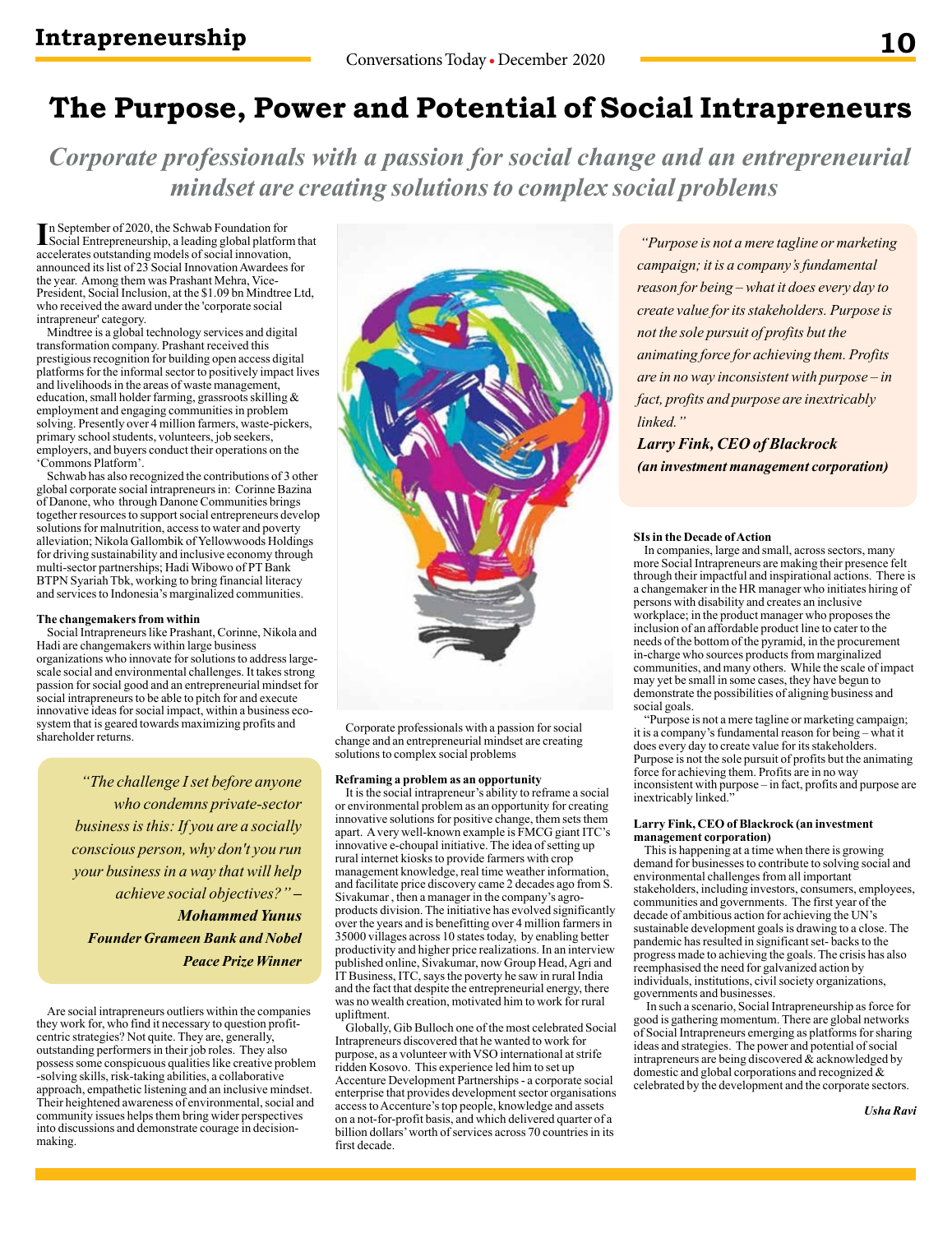# The Purpose, Power and Potential of Social Intrapreneurs

## *Corporate professionals with a passion for social change and an entrepreneurial mindset are creating solutions to complex social problems*

In September of 2020, the Schwab Foundation for Social Entrepreneurship, a leading global platform that accelerates outstanding models of social innovation, announced its list of 23 Social Innovation Awardees for the year. Among them was Prashant Mehra, Vice-President, Social Inclusion, at the $1.09 bn Mindtree Ltd, who received the award under the 'corporate social intrapreneur' category.

Mindtree is a global technology services and digital transformation company. Prashant received this prestigious recognition for building open access digital platforms for the informal sector to positively impact lives and livelihoods in the areas of waste management, education, small holder farming, grassroots skilling & employment and engaging communities in problem solving. Presently over 4 million farmers, waste-pickers, primary school students, volunteers, job seekers, employers, and buyers conduct their operations on the 'Commons Platform'.

Schwab has also recognized the contributions of 3 other global corporate social intrapreneurs in: Corinne Bazina of Danone, who through Danone Communities brings together resources to support social entrepreneurs develop solutions for malnutrition, access to water and poverty alleviation; Nikola Gallombik of Yellowwoods Holdings for driving sustainability and inclusive economy through multi-sector partnerships; Hadi Wibowo of PT Bank BTPN Syariah Tbk, working to bring financial literacy and services to Indonesia's marginalized communities.

**The changemakers from within**

Social Intrapreneurs like Prashant, Corinne, Nikola and Hadi are changemakers within large business organizations who innovate for solutions to address large-scale social and environmental challenges. It takes strong passion for social good and an entrepreneurial mindset for social intrapreneurs to be able to pitch for and execute innovative ideas for social impact, within a business eco-system that is geared towards maximizing profits and shareholder returns.

> *"The challenge I set before anyone who condemns private-sector business is this: If you are a socially conscious person, why don't you run your business in a way that will help achieve social objectives?"* –
> ***Mohammed Yunus***
> ***Founder Grameen Bank and Nobel Peace Prize Winner***

Are social intrapreneurs outliers within the companies they work for, who find it necessary to question profit-centric strategies? Not quite. They are, generally, outstanding performers in their job roles. They also possess some conspicuous qualities like creative problem -solving skills, risk-taking abilities, a collaborative approach, empathetic listening and an inclusive mindset. Their heightened awareness of environmental, social and community issues helps them bring wider perspectives into discussions and demonstrate courage in decision-making.

Corporate professionals with a passion for social change and an entrepreneurial mindset are creating solutions to complex social problems

**Reframing a problem as an opportunity**

It is the social intrapreneur's ability to reframe a social or environmental problem as an opportunity for creating innovative solutions for positive change, them sets them apart. A very well-known example is FMCG giant ITC's innovative e-choupal initiative. The idea of setting up rural internet kiosks to provide farmers with crop management knowledge, real time weather information, and facilitate price discovery came 2 decades ago from S. Sivakumar , then a manager in the company's agro-products division. The initiative has evolved significantly over the years and is benefitting over 4 million farmers in 35000 villages across 10 states today, by enabling better productivity and higher price realizations. In an interview published online, Sivakumar, now Group Head, Agri and IT Business, ITC, says the poverty he saw in rural India and the fact that despite the entrepreneurial energy, there was no wealth creation, motivated him to work for rural upliftment.

Globally, Gib Bulloch one of the most celebrated Social Intrapreneurs discovered that he wanted to work for purpose, as a volunteer with VSO international at strife ridden Kosovo. This experience led him to set up Accenture Development Partnerships - a corporate social enterprise that provides development sector organisations access to Accenture's top people, knowledge and assets on a not-for-profit basis, and which delivered quarter of a billion dollars' worth of services across 70 countries in its first decade.

> *"Purpose is not a mere tagline or marketing campaign; it is a company's fundamental reason for being – what it does every day to create value for its stakeholders. Purpose is not the sole pursuit of profits but the animating force for achieving them. Profits are in no way inconsistent with purpose – in fact, profits and purpose are inextricably linked."*
> ***Larry Fink, CEO of Blackrock***
> ***(an investment management corporation)***

**SIs in the Decade of Action**

In companies, large and small, across sectors, many more Social Intrapreneurs are making their presence felt through their impactful and inspirational actions. There is a changemaker in the HR manager who initiates hiring of persons with disability and creates an inclusive workplace; in the product manager who proposes the inclusion of an affordable product line to cater to the needs of the bottom of the pyramid, in the procurement in-charge who sources products from marginalized communities, and many others. While the scale of impact may yet be small in some cases, they have begun to demonstrate the possibilities of aligning business and social goals.

"Purpose is not a mere tagline or marketing campaign; it is a company's fundamental reason for being – what it does every day to create value for its stakeholders. Purpose is not the sole pursuit of profits but the animating force for achieving them. Profits are in no way inconsistent with purpose – in fact, profits and purpose are inextricably linked."

**Larry Fink, CEO of Blackrock (an investment management corporation)**

This is happening at a time when there is growing demand for businesses to contribute to solving social and environmental challenges from all important stakeholders, including investors, consumers, employees, communities and governments. The first year of the decade of ambitious action for achieving the UN's sustainable development goals is drawing to a close. The pandemic has resulted in significant set- backs to the progress made to achieving the goals. The crisis has also reemphasised the need for galvanized action by individuals, institutions, civil society organizations, governments and businesses.

In such a scenario, Social Intrapreneurship as force for good is gathering momentum. There are global networks of Social Intrapreneurs emerging as platforms for sharing ideas and strategies. The power and potential of social intrapreneurs are being discovered & acknowledged by domestic and global corporations and recognized & celebrated by the development and the corporate sectors.

*Usha Ravi*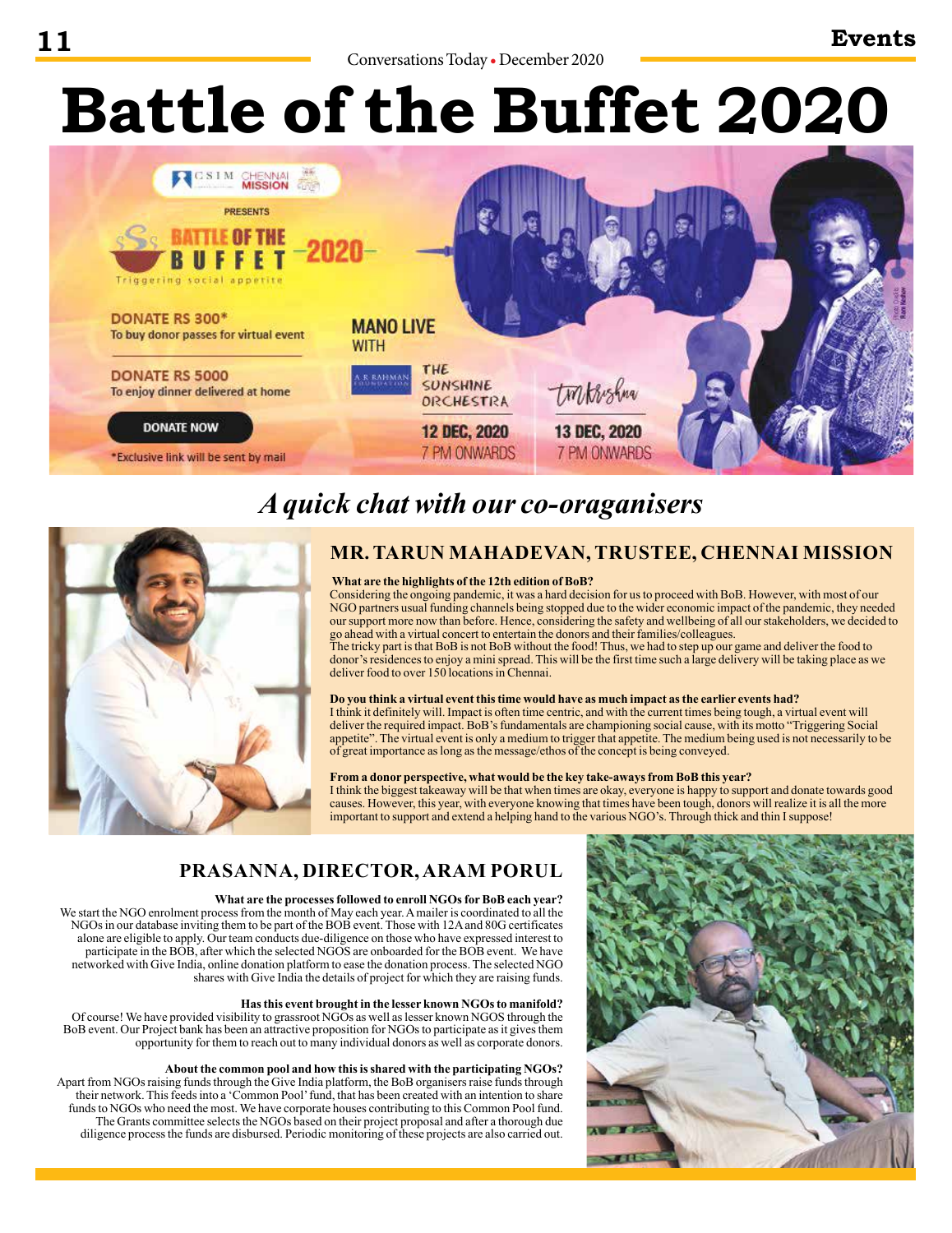# Battle of the Buffet 2020

CSIM CHENNAI MISSION

PRESENTS

BATTLE OF THE BUFFET 2020

Triggering social appetite

DONATE RS 300*
To buy donor passes for virtual event

DONATE RS 5000
To enjoy dinner delivered at home

DONATE NOW

*Exclusive link will be sent by mail

MANO LIVE WITH

A R RAHMAN FOUNDATION

THE SUNSHINE ORCHESTRA

12 DEC, 2020
7 PM ONWARDS

TM Krishna

13 DEC, 2020
7 PM ONWARDS

## *A quick chat with our co-oraganisers*

### MR. TARUN MAHADEVAN, TRUSTEE, CHENNAI MISSION

**What are the highlights of the 12th edition of BoB?**

Considering the ongoing pandemic, it was a hard decision for us to proceed with BoB. However, with most of our NGO partners usual funding channels being stopped due to the wider economic impact of the pandemic, they needed our support more now than before. Hence, considering the safety and wellbeing of all our stakeholders, we decided to go ahead with a virtual concert to entertain the donors and their families/colleagues.

The tricky part is that BoB is not BoB without the food! Thus, we had to step up our game and deliver the food to donor's residences to enjoy a mini spread. This will be the first time such a large delivery will be taking place as we deliver food to over 150 locations in Chennai.

**Do you think a virtual event this time would have as much impact as the earlier events had?**

I think it definitely will. Impact is often time centric, and with the current times being tough, a virtual event will deliver the required impact. BoB's fundamentals are championing social cause, with its motto "Triggering Social appetite". The virtual event is only a medium to trigger that appetite. The medium being used is not necessarily to be of great importance as long as the message/ethos of the concept is being conveyed.

**From a donor perspective, what would be the key take-aways from BoB this year?**

I think the biggest takeaway will be that when times are okay, everyone is happy to support and donate towards good causes. However, this year, with everyone knowing that times have been tough, donors will realize it is all the more important to support and extend a helping hand to the various NGO's. Through thick and thin I suppose!

### PRASANNA, DIRECTOR, ARAM PORUL

**What are the processes followed to enroll NGOs for BoB each year?**

We start the NGO enrolment process from the month of May each year. A mailer is coordinated to all the NGOs in our database inviting them to be part of the BOB event. Those with 12A and 80G certificates alone are eligible to apply. Our team conducts due-diligence on those who have expressed interest to participate in the BOB, after which the selected NGOS are onboarded for the BOB event. We have networked with Give India, online donation platform to ease the donation process. The selected NGO shares with Give India the details of project for which they are raising funds.

**Has this event brought in the lesser known NGOs to manifold?**

Of course! We have provided visibility to grassroot NGOs as well as lesser known NGOS through the BoB event. Our Project bank has been an attractive proposition for NGOs to participate as it gives them opportunity for them to reach out to many individual donors as well as corporate donors.

**About the common pool and how this is shared with the participating NGOs?**

Apart from NGOs raising funds through the Give India platform, the BOB organisers raise funds through their network. This feeds into a 'Common Pool' fund, that has been created with an intention to share funds to NGOs who need the most. We have corporate houses contributing to this Common Pool fund. The Grants committee selects the NGOs based on their project proposal and after a thorough due diligence process the funds are disbursed. Periodic monitoring of these projects are also carried out.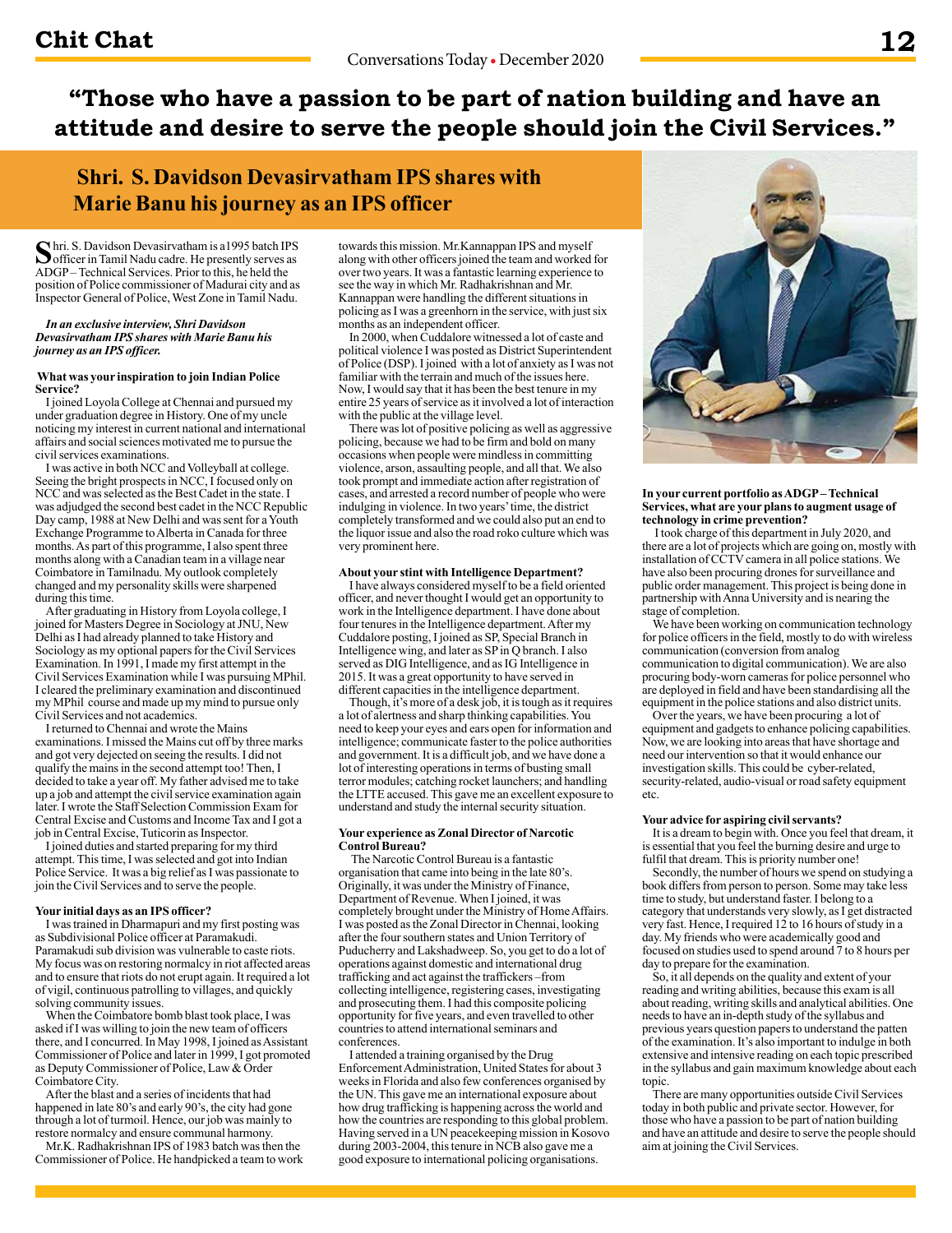# "Those who have a passion to be part of nation building and have an attitude and desire to serve the people should join the Civil Services."

## Shri. S. Davidson Devasirvatham IPS shares with Marie Banu his journey as an IPS officer

Shri. S. Davidson Devasirvatham is a1995 batch IPS officer in Tamil Nadu cadre. He presently serves as ADGP – Technical Services. Prior to this, he held the position of Police commissioner of Madurai city and as Inspector General of Police, West Zone in Tamil Nadu.

***In an exclusive interview, Shri Davidson Devasirvatham IPS shares with Marie Banu his journey as an IPS officer.***

**What was your inspiration to join Indian Police Service?**

I joined Loyola College at Chennai and pursued my under graduation degree in History. One of my uncle noticing my interest in current national and international affairs and social sciences motivated me to pursue the civil services examinations.

I was active in both NCC and Volleyball at college. Seeing the bright prospects in NCC, I focused only on NCC and was selected as the Best Cadet in the state. I was adjudged the second best cadet in the NCC Republic Day camp, 1988 at New Delhi and was sent for a Youth Exchange Programme to Alberta in Canada for three months. As part of this programme, I also spent three months along with a Canadian team in a village near Coimbatore in Tamilnadu. My outlook completely changed and my personality skills were sharpened during this time.

After graduating in History from Loyola college, I joined for Masters Degree in Sociology at JNU, New Delhi as I had already planned to take History and Sociology as my optional papers for the Civil Services Examination. In 1991, I made my first attempt in the Civil Services Examination while I was pursuing MPhil. I cleared the preliminary examination and discontinued my MPhil course and made up my mind to pursue only Civil Services and not academics.

I returned to Chennai and wrote the Mains examinations. I missed the Mains cut off by three marks and got very dejected on seeing the results. I did not qualify the mains in the second attempt too! Then, I decided to take a year off. My father advised me to take up a job and attempt the civil service examination again later. I wrote the Staff Selection Commission Exam for Central Excise and Customs and Income Tax and I got a job in Central Excise, Tuticorin as Inspector.

I joined duties and started preparing for my third attempt. This time, I was selected and got into Indian Police Service. It was a big relief as I was passionate to join the Civil Services and to serve the people.

**Your initial days as an IPS officer?**

I was trained in Dharmapuri and my first posting was as Subdivisional Police officer at Paramakudi. Paramakudi sub division was vulnerable to caste riots. My focus was on restoring normalcy in riot affected areas and to ensure that riots do not erupt again. It required a lot of vigil, continuous patrolling to villages, and quickly solving community issues.

When the Coimbatore bomb blast took place, I was asked if I was willing to join the new team of officers there, and I concurred. In May 1998, I joined as Assistant Commissioner of Police and later in 1999, I got promoted as Deputy Commissioner of Police, Law & Order Coimbatore City.

After the blast and a series of incidents that had happened in late 80's and early 90's, the city had gone through a lot of turmoil. Hence, our job was mainly to restore normalcy and ensure communal harmony.

Mr.K. Radhakrishnan IPS of 1983 batch was then the Commissioner of Police. He handpicked a team to work towards this mission. Mr.Kannappan IPS and myself along with other officers joined the team and worked for over two years. It was a fantastic learning experience to see the way in which Mr. Radhakrishnan and Mr. Kannappan were handling the different situations in policing as I was a greenhorn in the service, with just six months as an independent officer.

In 2000, when Cuddalore witnessed a lot of caste and political violence I was posted as District Superintendent of Police (DSP). I joined with a lot of anxiety as I was not familiar with the terrain and much of the issues here. Now, I would say that it has been the best tenure in my entire 25 years of service as it involved a lot of interaction with the public at the village level.

There was lot of positive policing as well as aggressive policing, because we had to be firm and bold on many occasions when people were mindless in committing violence, arson, assaulting people, and all that. We also took prompt and immediate action after registration of cases, and arrested a record number of people who were indulging in violence. In two years' time, the district completely transformed and we could also put an end to the liquor issue and also the road roko culture which was very prominent here.

**About your stint with Intelligence Department?**

I have always considered myself to be a field oriented officer, and never thought I would get an opportunity to work in the Intelligence department. I have done about four tenures in the Intelligence department. After my Cuddalore posting, I joined as SP, Special Branch in Intelligence wing, and later as SP in Q branch. I also served as DIG Intelligence, and as IG Intelligence in 2015. It was a great opportunity to have served in different capacities in the intelligence department.

Though, it's more of a desk job, it is tough as it requires a lot of alertness and sharp thinking capabilities. You need to keep your eyes and ears open for information and intelligence; communicate faster to the police authorities and government. It is a difficult job, and we have done a lot of interesting operations in terms of busting small terror modules; catching rocket launchers; and handling the LTTE accused. This gave me an excellent exposure to understand and study the internal security situation.

**Your experience as Zonal Director of Narcotic Control Bureau?**

The Narcotic Control Bureau is a fantastic organisation that came into being in the late 80's. Originally, it was under the Ministry of Finance, Department of Revenue. When I joined, it was completely brought under the Ministry of Home Affairs. I was posted as the Zonal Director in Chennai, looking after the four southern states and Union Territory of Puducherry and Lakshadweep. So, you get to do a lot of operations against domestic and international drug trafficking and act against the traffickers –from collecting intelligence, registering cases, investigating and prosecuting them. I had this composite policing opportunity for five years, and even travelled to other countries to attend international seminars and conferences.

I attended a training organised by the Drug Enforcement Administration, United States for about 3 weeks in Florida and also few conferences organised by the UN. This gave me an international exposure about how drug trafficking is happening across the world and how the countries are responding to this global problem. Having served in a UN peacekeeping mission in Kosovo during 2003-2004, this tenure in NCB also gave me a good exposure to international policing organisations.

**In your current portfolio as ADGP – Technical Services, what are your plans to augment usage of technology in crime prevention?**

I took charge of this department in July 2020, and there are a lot of projects which are going on, mostly with installation of CCTV camera in all police stations. We have also been procuring drones for surveillance and public order management. This project is being done in partnership with Anna University and is nearing the stage of completion.

We have been working on communication technology for police officers in the field, mostly to do with wireless communication (conversion from analog communication to digital communication). We are also procuring body-worn cameras for police personnel who are deployed in field and have been standardising all the equipment in the police stations and also district units.

Over the years, we have been procuring a lot of equipment and gadgets to enhance policing capabilities. Now, we are looking into areas that have shortage and need our intervention so that it would enhance our investigation skills. This could be cyber-related, security-related, audio-visual or road safety equipment etc.

**Your advice for aspiring civil servants?**

It is a dream to begin with. Once you feel that dream, it is essential that you feel the burning desire and urge to fulfil that dream. This is priority number one!

Secondly, the number of hours we spend on studying a book differs from person to person. Some may take less time to study, but understand faster. I belong to a category that understands very slowly, as I get distracted very fast. Hence, I required 12 to 16 hours of study in a day. My friends who were academically good and focused on studies used to spend around 7 to 8 hours per day to prepare for the examination.

So, it all depends on the quality and extent of your reading and writing abilities, because this exam is all about reading, writing skills and analytical abilities. One needs to have an in-depth study of the syllabus and previous years question papers to understand the patten of the examination. It's also important to indulge in both extensive and intensive reading on each topic prescribed in the syllabus and gain maximum knowledge about each topic.

There are many opportunities outside Civil Services today in both public and private sector. However, for those who have a passion to be part of nation building and have an attitude and desire to serve the people should aim at joining the Civil Services.